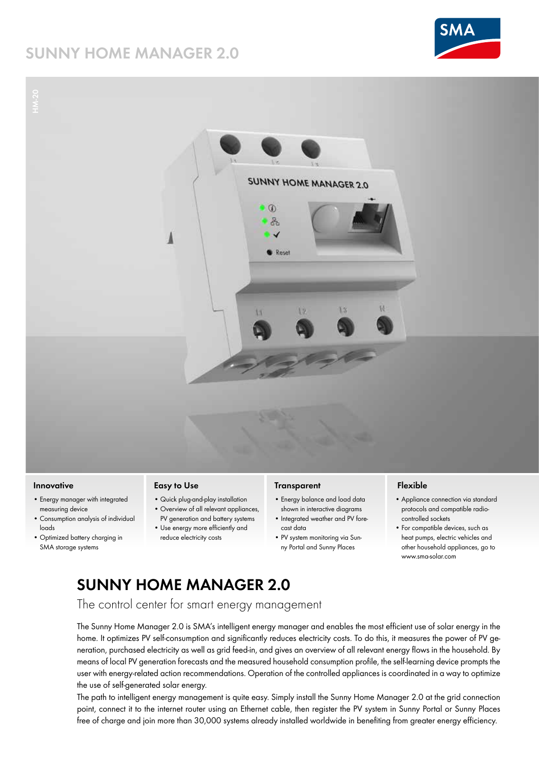# SUNNY HOME MANAGER 2.0

HM-20

### Innovative

- Energy manager with integrated measuring device
- Consumption analysis of individual loads
- Optimized battery charging in SMA storage systems

### Easy to Use

- Quick plug-and-play installation
- Overview of all relevant appliances, PV generation and battery systems
- Use energy more efficiently and reduce electricity costs

### Transparent

- Energy balance and load data shown in interactive diagrams
- Integrated weather and PV forecast data
- PV system monitoring via Sunny Portal and Sunny Places

### Flexible

- Appliance connection via standard protocols and compatible radio-controlled sockets
- For compatible devices, such as heat pumps, electric vehicles and other household appliances, go to www.sma-solar.com

## SUNNY HOME MANAGER 2.0

The control center for smart energy management

The Sunny Home Manager 2.0 is SMA's intelligent energy manager and enables the most efficient use of solar energy in the home. It optimizes PV self-consumption and significantly reduces electricity costs. To do this, it measures the power of PV generation, purchased electricity as well as grid feed-in, and gives an overview of all relevant energy flows in the household. By means of local PV generation forecasts and the measured household consumption profile, the self-learning device prompts the user with energy-related action recommendations. Operation of the controlled appliances is coordinated in a way to optimize the use of self-generated solar energy.

The path to intelligent energy management is quite easy. Simply install the Sunny Home Manager 2.0 at the grid connection point, connect it to the internet router using an Ethernet cable, then register the PV system in Sunny Portal or Sunny Places free of charge and join more than 30,000 systems already installed worldwide in benefiting from greater energy efficiency.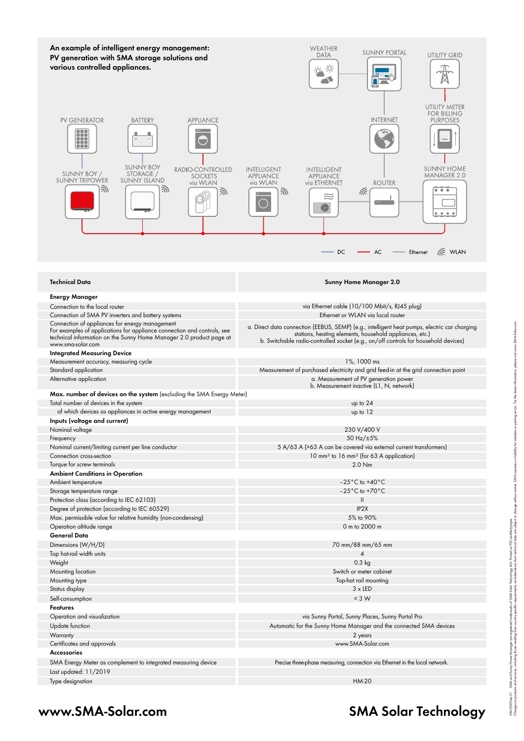**An example of intelligent energy management: PV generation with SMA storage solutions and various controlled appliances.**

WEATHER DATA
SUNNY PORTAL
UTILITY GRID
UTILITY METER FOR BILLING PURPOSES
INTERNET
PV GENERATOR
BATTERY
APPLIANCE
SUNNY BOY / SUNNY TRIPOWER
SUNNY BOY STORAGE / SUNNY ISLAND
RADIO-CONTROLLED SOCKETS via WLAN
INTELLIGENT APPLIANCE via WLAN
INTELLIGENT APPLIANCE via ETHERNET
ROUTER
SUNNY HOME MANAGER 2.0

DC
AC
Ethernet
WLAN

| Technical Data | Sunny Home Manager 2.0 |
|---|---|
| **Energy Manager** | |
| Connection to the local router | via Ethernet cable (10/100 Mbit/s, RJ45 plug) |
| Connection of SMA PV inverters and battery systems | Ethernet or WLAN via local router |
| Connection of appliances for energy management<br>For examples of applications for appliance connection and controls, see technical information on the Sunny Home Manager 2.0 product page at www.sma-solar.com | a. Direct data connection (EEBUS, SEMP) (e.g., intelligent heat pumps, electric car charging stations, heating elements, household appliances, etc.)<br>b. Switchable radio-controlled socket (e.g., on/off controls for household devices) |
| **Integrated Measuring Device** | |
| Measurement accuracy, measuring cycle | 1%, 1000 ms |
| Standard application | Measurement of purchased electricity and grid feed-in at the grid connection point |
| Alternative application | a. Measurement of PV generation power<br>b. Measurement inactive (L1, N, network) |
| **Max. number of devices on the system** (excluding the SMA Energy Meter) | |
| Total number of devices in the system | up to 24 |
| of which devices as appliances in active energy management | up to 12 |
| **Inputs (voltage and current)** | |
| Nominal voltage | 230 V/400 V |
| Frequency | 50 Hz/±5% |
| Nominal current/limiting current per line conductor | 5 A/63 A (>63 A can be covered via external current transformers) |
| Connection cross-section | 10 mm² to 16 mm² (for 63 A application) |
| Torque for screw terminals | 2.0 Nm |
| **Ambient Conditions in Operation** | |
| Ambient temperature | −25 °C to +40 °C |
| Storage temperature range | −25 °C to +70 °C |
| Protection class (according to IEC 62103) | II |
| Degree of protection (according to IEC 60529) | IP2X |
| Max. permissible value for relative humidity (non-condensing) | 5% to 90% |
| Operation altitude range | 0 m to 2000 m |
| **General Data** | |
| Dimensions (W/H/D) | 70 mm/88 mm/65 mm |
| Top hat-rail width units | 4 |
| Weight | 0.3 kg |
| Mounting location | Switch or meter cabinet |
| Mounting type | Top-hat rail mounting |
| Status display | 3 x LED |
| Self-consumption | < 3 W |
| **Features** | |
| Operation and visualization | via Sunny Portal, Sunny Places, Sunny Portal Pro |
| Update function | Automatic for the Sunny Home Manager and the connected SMA devices |
| Warranty | 2 years |
| Certificates and approvals | www.SMA-Solar.com |
| **Accessories** | |
| SMA Energy Meter as complement to integrated measuring device | Precise three-phase measuring, connection via Ethernet in the local network. |
| Last updated: 11/2019 | |
| Type designation | HM-20 |

**www.SMA-Solar.com**

**SMA Solar Technology**

HM-20DS-en-31 · SMA and Sunny Home Manager are registered trademarks of SMA Solar Technology AG. Printed on FSC-certified paper. Changes to products and services, including those resulting from country-specific requirements, and deviations from technical data are subject to change without notice. SMA assumes no liability for mistakes or printing errors. For the latest information, please visit www.SMA-Solar.com